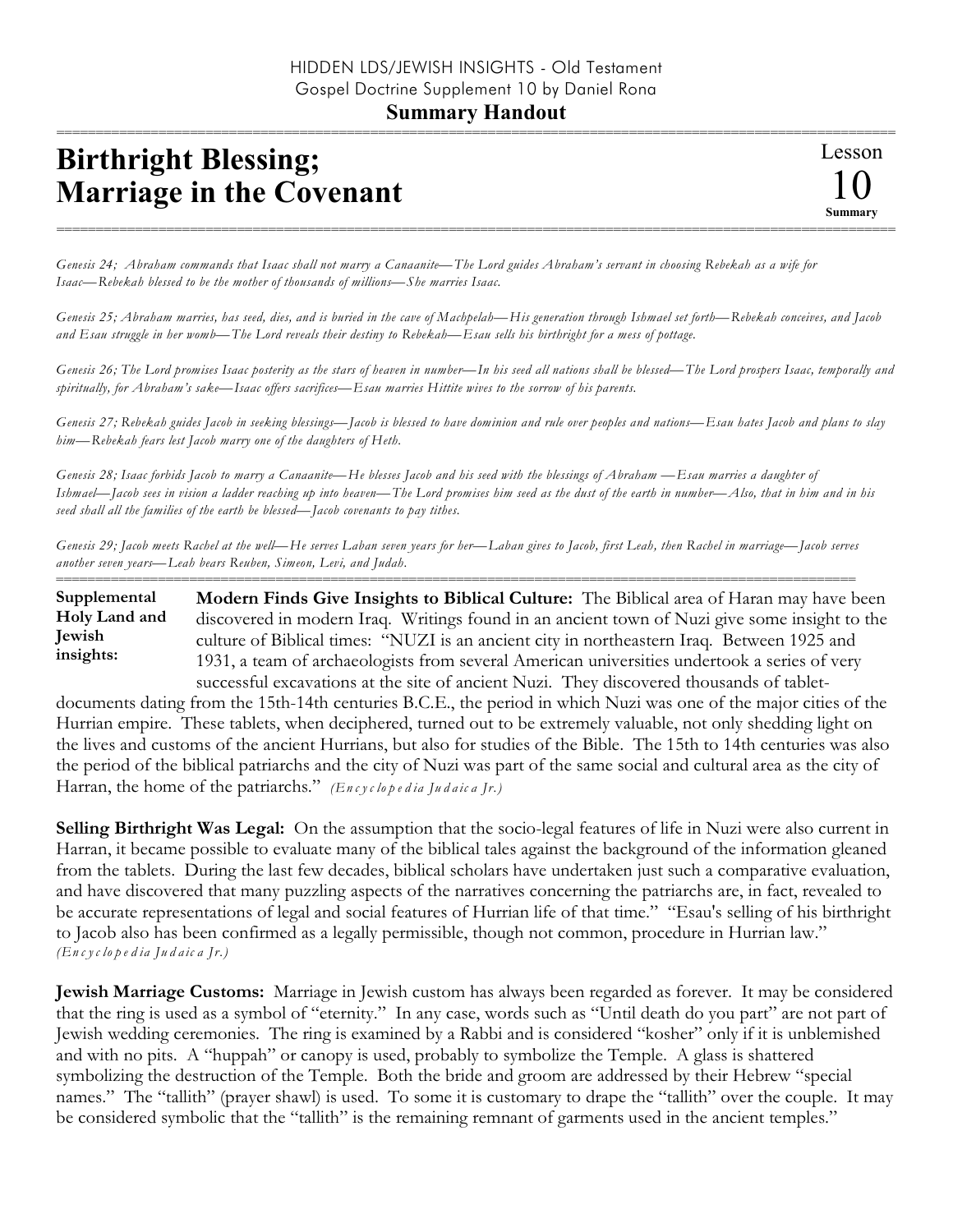HIDDEN LDS/JEWISH INSIGHTS - Old Testament
Gospel Doctrine Supplement 10 by Daniel Rona

**Summary Handout**

# Birthright Blessing; Marriage in the Covenant

Lesson 10 **Summary**

*Genesis 24; Abraham commands that Isaac shall not marry a Canaanite—The Lord guides Abraham's servant in choosing Rebekah as a wife for Isaac—Rebekah blessed to be the mother of thousands of millions—She marries Isaac.*

*Genesis 25; Abraham marries, has seed, dies, and is buried in the cave of Machpelah—His generation through Ishmael set forth—Rebekah conceives, and Jacob and Esau struggle in her womb—The Lord reveals their destiny to Rebekah—Esau sells his birthright for a mess of pottage.*

*Genesis 26; The Lord promises Isaac posterity as the stars of heaven in number—In his seed all nations shall be blessed—The Lord prospers Isaac, temporally and spiritually, for Abraham's sake—Isaac offers sacrifices—Esau marries Hittite wives to the sorrow of his parents.*

*Genesis 27; Rebekah guides Jacob in seeking blessings—Jacob is blessed to have dominion and rule over peoples and nations—Esau hates Jacob and plans to slay him—Rebekah fears lest Jacob marry one of the daughters of Heth.*

*Genesis 28; Isaac forbids Jacob to marry a Canaanite—He blesses Jacob and his seed with the blessings of Abraham —Esau marries a daughter of Ishmael—Jacob sees in vision a ladder reaching up into heaven—The Lord promises him seed as the dust of the earth in number—Also, that in him and in his seed shall all the families of the earth be blessed—Jacob covenants to pay tithes.*

*Genesis 29; Jacob meets Rachel at the well—He serves Laban seven years for her—Laban gives to Jacob, first Leah, then Rachel in marriage—Jacob serves another seven years—Leah bears Reuben, Simeon, Levi, and Judah.*

**Supplemental Holy Land and Jewish insights:**

**Modern Finds Give Insights to Biblical Culture:** The Biblical area of Haran may have been discovered in modern Iraq. Writings found in an ancient town of Nuzi give some insight to the culture of Biblical times: "NUZI is an ancient city in northeastern Iraq. Between 1925 and 1931, a team of archaeologists from several American universities undertook a series of very successful excavations at the site of ancient Nuzi. They discovered thousands of tablet-documents dating from the 15th-14th centuries B.C.E., the period in which Nuzi was one of the major cities of the Hurrian empire. These tablets, when deciphered, turned out to be extremely valuable, not only shedding light on the lives and customs of the ancient Hurrians, but also for studies of the Bible. The 15th to 14th centuries was also the period of the biblical patriarchs and the city of Nuzi was part of the same social and cultural area as the city of Harran, the home of the patriarchs." *(Encyclopedia Judaica Jr.)*

**Selling Birthright Was Legal:** On the assumption that the socio-legal features of life in Nuzi were also current in Harran, it became possible to evaluate many of the biblical tales against the background of the information gleaned from the tablets. During the last few decades, biblical scholars have undertaken just such a comparative evaluation, and have discovered that many puzzling aspects of the narratives concerning the patriarchs are, in fact, revealed to be accurate representations of legal and social features of Hurrian life of that time." "Esau's selling of his birthright to Jacob also has been confirmed as a legally permissible, though not common, procedure in Hurrian law." *(Encyclopedia Judaica Jr.)*

**Jewish Marriage Customs:** Marriage in Jewish custom has always been regarded as forever. It may be considered that the ring is used as a symbol of "eternity." In any case, words such as "Until death do you part" are not part of Jewish wedding ceremonies. The ring is examined by a Rabbi and is considered "kosher" only if it is unblemished and with no pits. A "huppah" or canopy is used, probably to symbolize the Temple. A glass is shattered symbolizing the destruction of the Temple. Both the bride and groom are addressed by their Hebrew "special names." The "tallith" (prayer shawl) is used. To some it is customary to drape the "tallith" over the couple. It may be considered symbolic that the "tallith" is the remaining remnant of garments used in the ancient temples."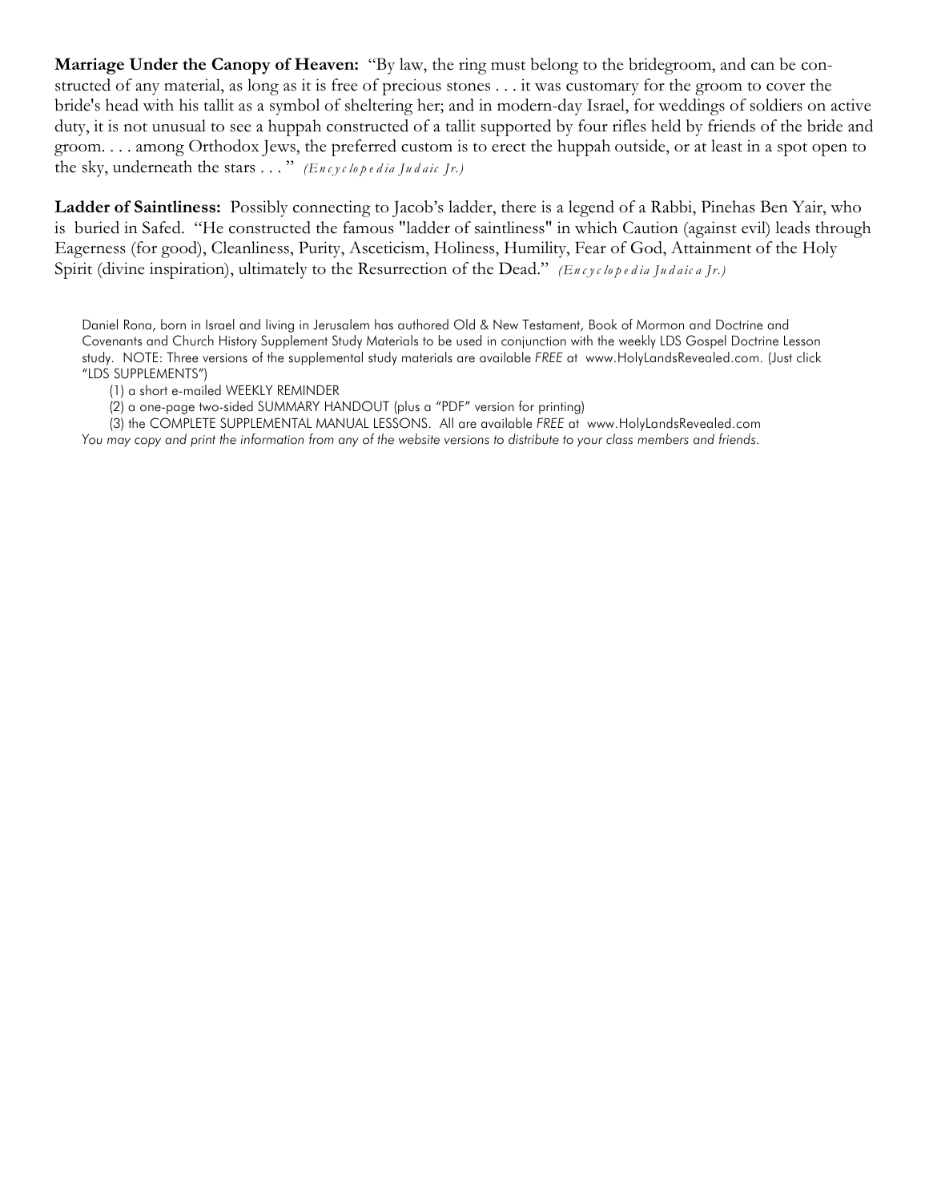**Marriage Under the Canopy of Heaven:** "By law, the ring must belong to the bridegroom, and can be constructed of any material, as long as it is free of precious stones . . . it was customary for the groom to cover the bride's head with his tallit as a symbol of sheltering her; and in modern-day Israel, for weddings of soldiers on active duty, it is not unusual to see a huppah constructed of a tallit supported by four rifles held by friends of the bride and groom. . . . among Orthodox Jews, the preferred custom is to erect the huppah outside, or at least in a spot open to the sky, underneath the stars . . . " *(Encyclopedia Judaic Jr.)*

**Ladder of Saintliness:** Possibly connecting to Jacob's ladder, there is a legend of a Rabbi, Pinehas Ben Yair, who is buried in Safed. "He constructed the famous "ladder of saintliness" in which Caution (against evil) leads through Eagerness (for good), Cleanliness, Purity, Asceticism, Holiness, Humility, Fear of God, Attainment of the Holy Spirit (divine inspiration), ultimately to the Resurrection of the Dead." *(Encyclopedia Judaica Jr.)*

Daniel Rona, born in Israel and living in Jerusalem has authored Old & New Testament, Book of Mormon and Doctrine and Covenants and Church History Supplement Study Materials to be used in conjunction with the weekly LDS Gospel Doctrine Lesson study. NOTE: Three versions of the supplemental study materials are available *FREE* at www.HolyLandsRevealed.com. (Just click "LDS SUPPLEMENTS")

(1) a short e-mailed WEEKLY REMINDER

(2) a one-page two-sided SUMMARY HANDOUT (plus a "PDF" version for printing)

(3) the COMPLETE SUPPLEMENTAL MANUAL LESSONS. All are available *FREE* at www.HolyLandsRevealed.com

*You may copy and print the information from any of the website versions to distribute to your class members and friends.*